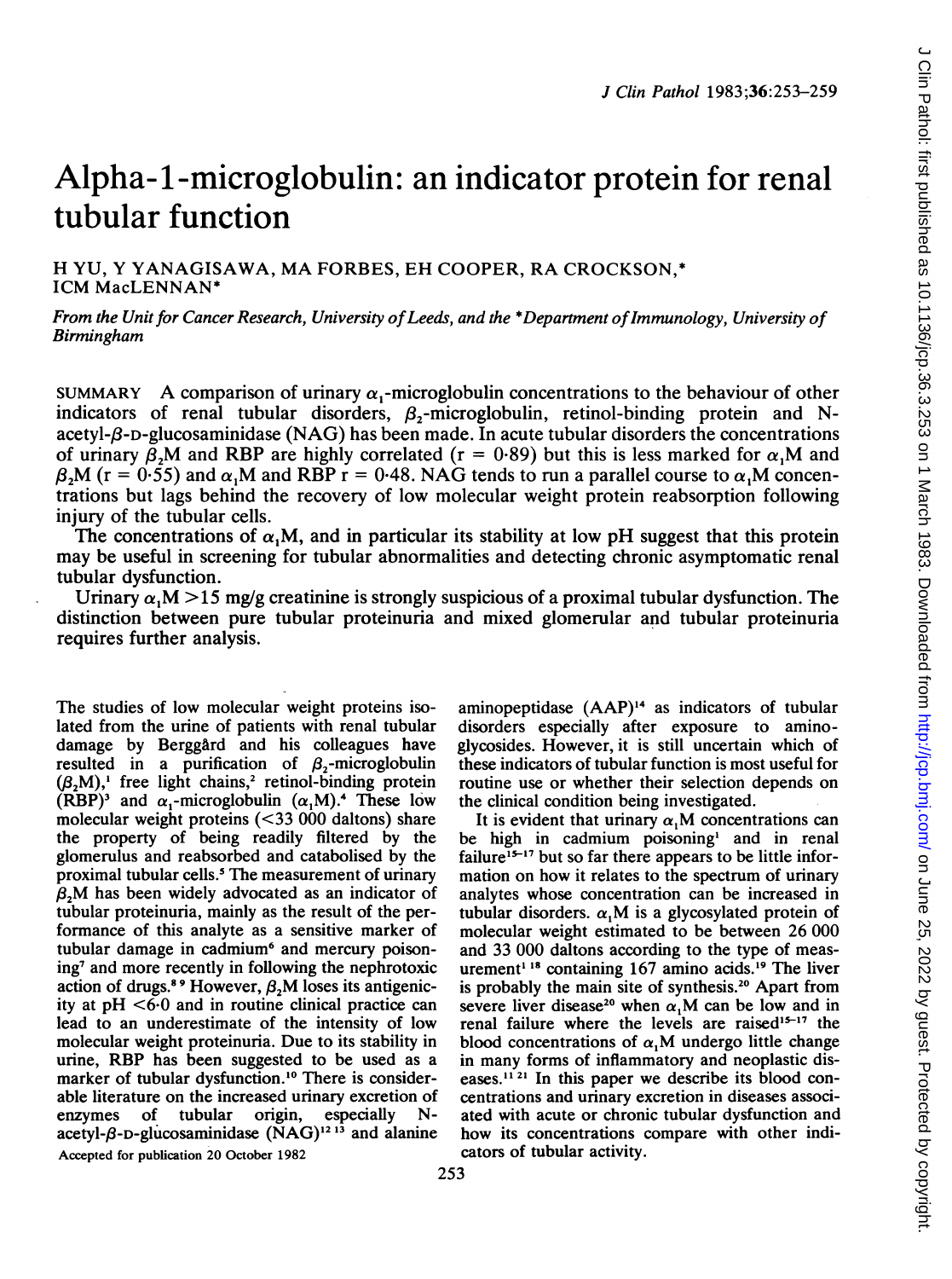# Alpha-1-microglobulin: an indicator protein for renal tubular function

H YU, Y YANAGISAWA, MA FORBES, EH COOPER, RA CROCKSON,* ICM MacLENNAN*

*From the Unit for Cancer Research, University of Leeds, and the \*Department of Immunology, University of Birmingham*

SUMMARY A comparison of urinary $\alpha_1$-microglobulin concentrations to the behaviour of other indicators of renal tubular disorders, $\beta_2$-microglobulin, retinol-binding protein and N-acetyl-$\beta$-D-glucosaminidase (NAG) has been made. In acute tubular disorders the concentrations of urinary $\beta_2$M and RBP are highly correlated ($r = 0.89$) but this is less marked for $\alpha_1$M and $\beta_2$M ($r = 0.55$) and $\alpha_1$M and RBP $r = 0.48$. NAG tends to run a parallel course to $\alpha_1$M concentrations but lags behind the recovery of low molecular weight protein reabsorption following injury of the tubular cells.

The concentrations of $\alpha_1$M, and in particular its stability at low pH suggest that this protein may be useful in screening for tubular abnormalities and detecting chronic asymptomatic renal tubular dysfunction.

Urinary $\alpha_1$M >15 mg/g creatinine is strongly suspicious of a proximal tubular dysfunction. The distinction between pure tubular proteinuria and mixed glomerular and tubular proteinuria requires further analysis.

The studies of low molecular weight proteins isolated from the urine of patients with renal tubular damage by Berggård and his colleagues have resulted in a purification of $\beta_2$-microglobulin ($\beta_2$M),[1] free light chains,[2] retinol-binding protein (RBP)[3] and $\alpha_1$-microglobulin ($\alpha_1$M).[4] These low molecular weight proteins (<33 000 daltons) share the property of being readily filtered by the glomerulus and reabsorbed and catabolised by the proximal tubular cells.[5] The measurement of urinary $\beta_2$M has been widely advocated as an indicator of tubular proteinuria, mainly as the result of the performance of this analyte as a sensitive marker of tubular damage in cadmium[6] and mercury poisoning[7] and more recently in following the nephrotoxic action of drugs.[8,9] However, $\beta_2$M loses its antigenicity at pH <6·0 and in routine clinical practice can lead to an underestimate of the intensity of low molecular weight proteinuria. Due to its stability in urine, RBP has been suggested to be used as a marker of tubular dysfunction.[10] There is considerable literature on the increased urinary excretion of enzymes of tubular origin, especially N-acetyl-$\beta$-D-glucosaminidase (NAG)[12,13] and alanine aminopeptidase (AAP)[14] as indicators of tubular disorders especially after exposure to aminoglycosides. However, it is still uncertain which of these indicators of tubular function is most useful for routine use or whether their selection depends on the clinical condition being investigated.

It is evident that urinary $\alpha_1$M concentrations can be high in cadmium poisoning[1] and in renal failure[15–17] but so far there appears to be little information on how it relates to the spectrum of urinary analytes whose concentration can be increased in tubular disorders. $\alpha_1$M is a glycosylated protein of molecular weight estimated to be between 26 000 and 33 000 daltons according to the type of measurement[1,18] containing 167 amino acids.[19] The liver is probably the main site of synthesis.[20] Apart from severe liver disease[20] when $\alpha_1$M can be low and in renal failure where the levels are raised[15–17] the blood concentrations of $\alpha_1$M undergo little change in many forms of inflammatory and neoplastic diseases.[11,21] In this paper we describe its blood concentrations and urinary excretion in diseases associated with acute or chronic tubular dysfunction and how its concentrations compare with other indicators of tubular activity.

Accepted for publication 20 October 1982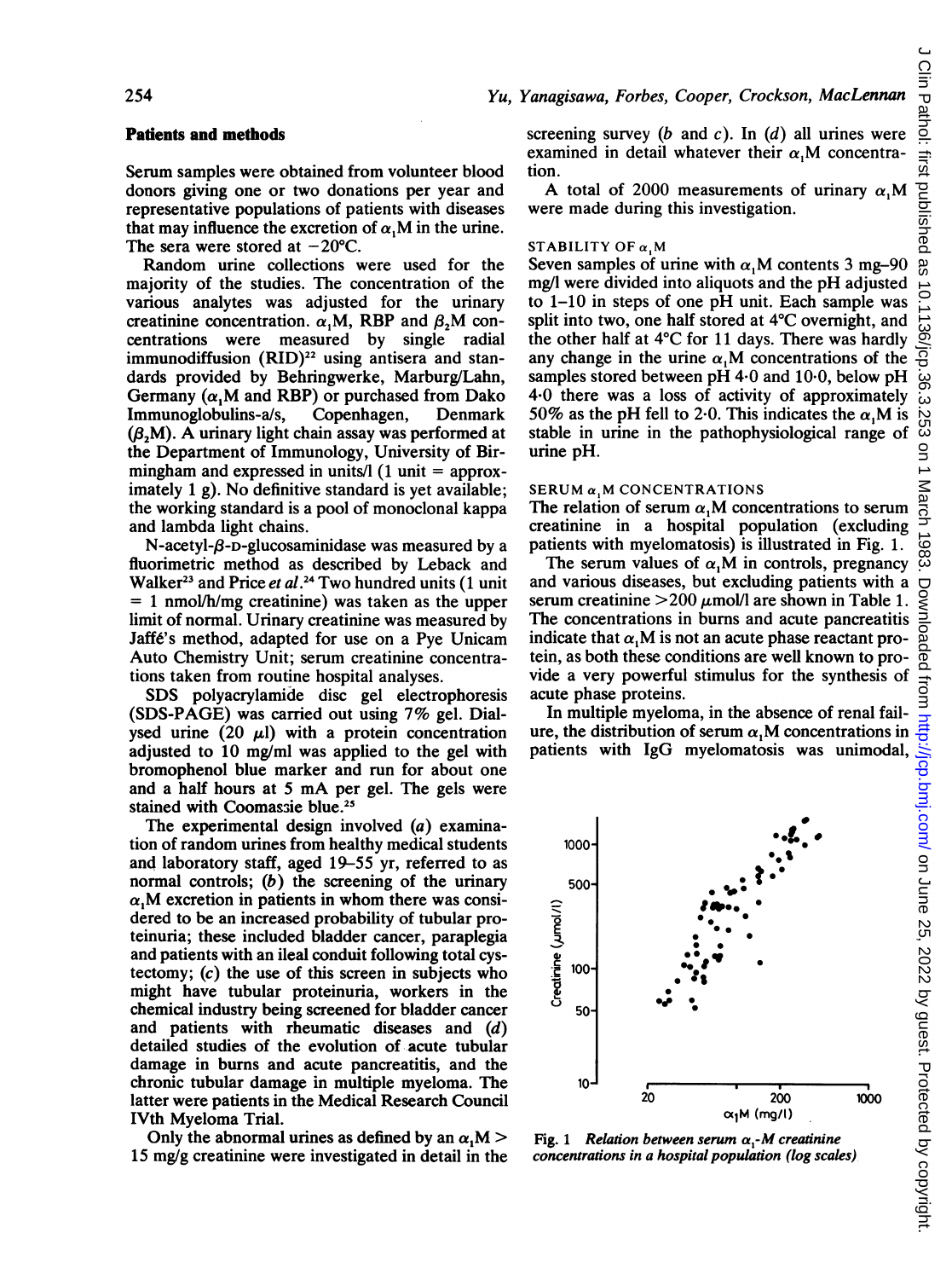## Patients and methods

Serum samples were obtained from volunteer blood donors giving one or two donations per year and representative populations of patients with diseases that may influence the excretion of $\alpha_1$M in the urine. The sera were stored at $-20$°C.

Random urine collections were used for the majority of the studies. The concentration of the various analytes was adjusted for the urinary creatinine concentration. $\alpha_1$M, RBP and $\beta_2$M concentrations were measured by single radial immunodiffusion (RID)[22] using antisera and standards provided by Behringwerke, Marburg/Lahn, Germany ($\alpha_1$M and RBP) or purchased from Dako Immunoglobulins-a/s, Copenhagen, Denmark ($\beta_2$M). A urinary light chain assay was performed at the Department of Immunology, University of Birmingham and expressed in units/l (1 unit = approximately 1 g). No definitive standard is yet available; the working standard is a pool of monoclonal kappa and lambda light chains.

N-acetyl-$\beta$-D-glucosaminidase was measured by a fluorimetric method as described by Leback and Walker[23] and Price *et al.*[24] Two hundred units (1 unit = 1 nmol/h/mg creatinine) was taken as the upper limit of normal. Urinary creatinine was measured by Jaffé's method, adapted for use on a Pye Unicam Auto Chemistry Unit; serum creatinine concentrations taken from routine hospital analyses.

SDS polyacrylamide disc gel electrophoresis (SDS-PAGE) was carried out using 7% gel. Dialysed urine (20 $\mu$l) with a protein concentration adjusted to 10 mg/ml was applied to the gel with bromophenol blue marker and run for about one and a half hours at 5 mA per gel. The gels were stained with Coomassie blue.[25]

The experimental design involved (*a*) examination of random urines from healthy medical students and laboratory staff, aged 19–55 yr, referred to as normal controls; (*b*) the screening of the urinary $\alpha_1$M excretion in patients in whom there was considered to be an increased probability of tubular proteinuria; these included bladder cancer, paraplegia and patients with an ileal conduit following total cystectomy; (*c*) the use of this screen in subjects who might have tubular proteinuria, workers in the chemical industry being screened for bladder cancer and patients with rheumatic diseases and (*d*) detailed studies of the evolution of acute tubular damage in burns and acute pancreatitis, and the chronic tubular damage in multiple myeloma. The latter were patients in the Medical Research Council IVth Myeloma Trial.

Only the abnormal urines as defined by an $\alpha_1$M > 15 mg/g creatinine were investigated in detail in the screening survey (*b* and *c*). In (*d*) all urines were examined in detail whatever their $\alpha_1$M concentration.

A total of 2000 measurements of urinary $\alpha_1$M were made during this investigation.

### STABILITY OF $\alpha_1$M

Seven samples of urine with $\alpha_1$M contents 3 mg–90 mg/l were divided into aliquots and the pH adjusted to 1–10 in steps of one pH unit. Each sample was split into two, one half stored at 4°C overnight, and the other half at 4°C for 11 days. There was hardly any change in the urine $\alpha_1$M concentrations of the samples stored between pH 4·0 and 10·0, below pH 4·0 there was a loss of activity of approximately 50% as the pH fell to 2·0. This indicates the $\alpha_1$M is stable in urine in the pathophysiological range of urine pH.

### SERUM $\alpha_1$M CONCENTRATIONS

The relation of serum $\alpha_1$M concentrations to serum creatinine in a hospital population (excluding patients with myelomatosis) is illustrated in Fig. 1.

The serum values of $\alpha_1$M in controls, pregnancy and various diseases, but excluding patients with a serum creatinine >200 $\mu$mol/l are shown in Table 1. The concentrations in burns and acute pancreatitis indicate that $\alpha_1$M is not an acute phase reactant protein, as both these conditions are well known to provide a very powerful stimulus for the synthesis of acute phase proteins.

In multiple myeloma, in the absence of renal failure, the distribution of serum $\alpha_1$M concentrations in patients with IgG myelomatosis was unimodal,

*Fig. 1 Relation between serum $\alpha_1$-M creatinine concentrations in a hospital population (log scales)*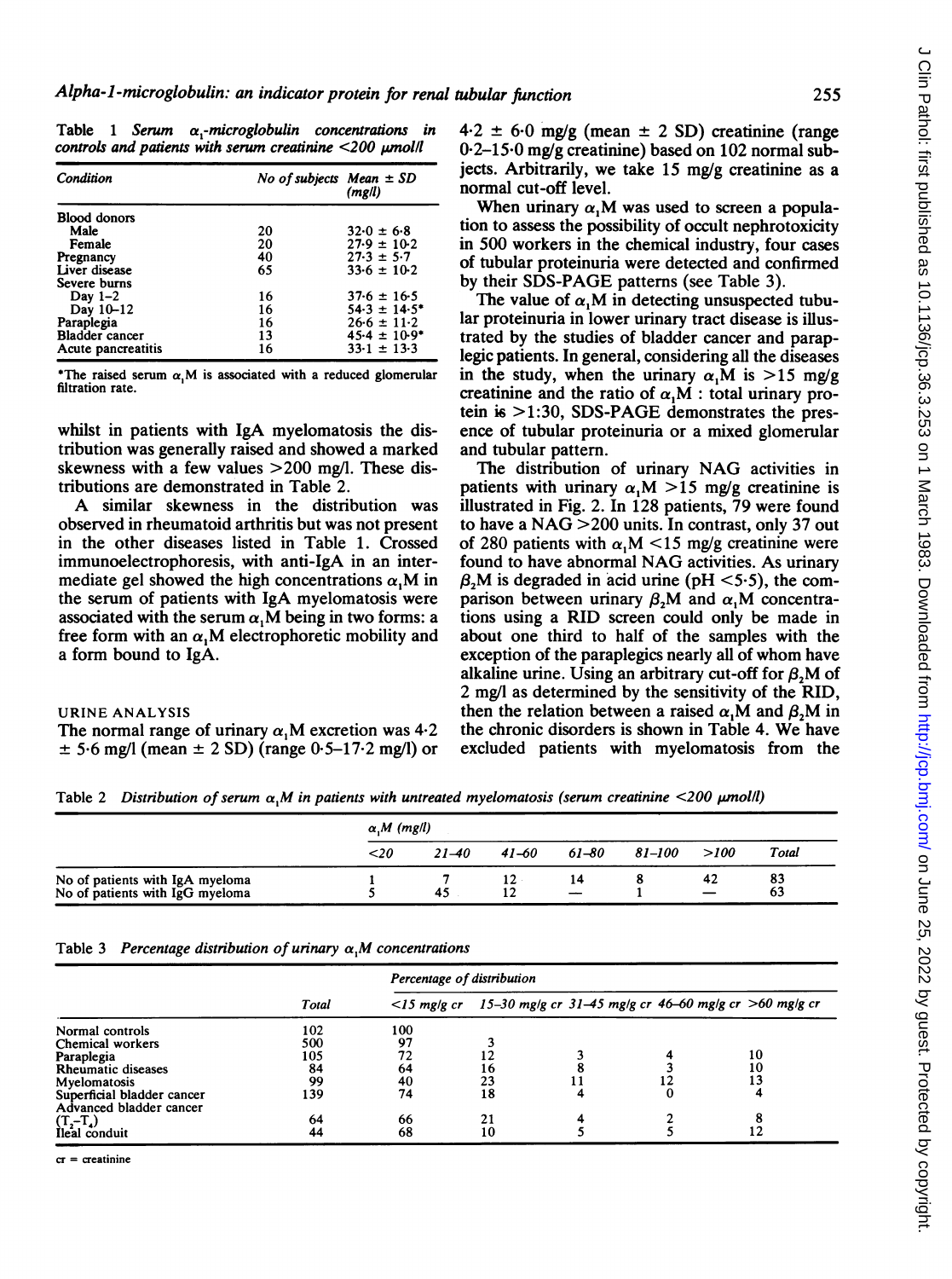Table 1 *Serum $\alpha_1$-microglobulin concentrations in controls and patients with serum creatinine <200 µmol/l*

| Condition | No of subjects | Mean ± SD (mg/l) |
|---|---|---|
| Blood donors | | |
| Male | 20 | 32·0 ± 6·8 |
| Female | 20 | 27·9 ± 10·2 |
| Pregnancy | 40 | 27·3 ± 5·7 |
| Liver disease | 65 | 33·6 ± 10·2 |
| Severe burns | | |
| Day 1–2 | 16 | 37·6 ± 16·5 |
| Day 10–12 | 16 | 54·3 ± 14·5* |
| Paraplegia | 16 | 26·6 ± 11·2 |
| Bladder cancer | 13 | 45·4 ± 10·9* |
| Acute pancreatitis | 16 | 33·1 ± 13·3 |

*The raised serum $\alpha_1$M is associated with a reduced glomerular filtration rate.

whilst in patients with IgA myelomatosis the distribution was generally raised and showed a marked skewness with a few values >200 mg/l. These distributions are demonstrated in Table 2.

A similar skewness in the distribution was observed in rheumatoid arthritis but was not present in the other diseases listed in Table 1. Crossed immunoelectrophoresis, with anti-IgA in an intermediate gel showed the high concentrations $\alpha_1$M in the serum of patients with IgA myelomatosis were associated with the serum $\alpha_1$M being in two forms: a free form with an $\alpha_1$M electrophoretic mobility and a form bound to IgA.

## URINE ANALYSIS

The normal range of urinary $\alpha_1$M excretion was 4·2 ± 5·6 mg/l (mean ± 2 SD) (range 0·5–17·2 mg/l) or 4·2 ± 6·0 mg/g (mean ± 2 SD) creatinine (range 0·2–15·0 mg/g creatinine) based on 102 normal subjects. Arbitrarily, we take 15 mg/g creatinine as a normal cut-off level.

When urinary $\alpha_1$M was used to screen a population to assess the possibility of occult nephrotoxicity in 500 workers in the chemical industry, four cases of tubular proteinuria were detected and confirmed by their SDS-PAGE patterns (see Table 3).

The value of $\alpha_1$M in detecting unsuspected tubular proteinuria in lower urinary tract disease is illustrated by the studies of bladder cancer and paraplegic patients. In general, considering all the diseases in the study, when the urinary $\alpha_1$M is >15 mg/g creatinine and the ratio of $\alpha_1$M : total urinary protein is >1:30, SDS-PAGE demonstrates the presence of tubular proteinuria or a mixed glomerular and tubular pattern.

The distribution of urinary NAG activities in patients with urinary $\alpha_1$M >15 mg/g creatinine is illustrated in Fig. 2. In 128 patients, 79 were found to have a NAG >200 units. In contrast, only 37 out of 280 patients with $\alpha_1$M <15 mg/g creatinine were found to have abnormal NAG activities. As urinary $\beta_2$M is degraded in acid urine (pH <5·5), the comparison between urinary $\beta_2$M and $\alpha_1$M concentrations using a RID screen could only be made in about one third to half of the samples with the exception of the paraplegics nearly all of whom have alkaline urine. Using an arbitrary cut-off for $\beta_2$M of 2 mg/l as determined by the sensitivity of the RID, then the relation between a raised $\alpha_1$M and $\beta_2$M in the chronic disorders is shown in Table 4. We have excluded patients with myelomatosis from the

Table 2 *Distribution of serum $\alpha_1$M in patients with untreated myelomatosis (serum creatinine <200 µmol/l)*

| | $\alpha_1$M (mg/l) | | | | | | |
|---|---|---|---|---|---|---|---|
| | <20 | 21–40 | 41–60 | 61–80 | 81–100 | >100 | Total |
| No of patients with IgA myeloma | 1 | 7 | 12 | 14 | 8 | 42 | 83 |
| No of patients with IgG myeloma | 5 | 45 | 12 | — | 1 | — | 63 |

Table 3 *Percentage distribution of urinary $\alpha_1$M concentrations*

| | | Percentage of distribution | | | | |
|---|---|---|---|---|---|---|
| | Total | <15 mg/g cr | 15–30 mg/g cr | 31–45 mg/g cr | 46–60 mg/g cr | >60 mg/g cr |
| Normal controls | 102 | 100 | | | | |
| Chemical workers | 500 | 97 | 3 | | | |
| Paraplegia | 105 | 72 | 12 | 3 | 4 | 10 |
| Rheumatic diseases | 84 | 64 | 16 | 8 | 3 | 10 |
| Myelomatosis | 99 | 40 | 23 | 11 | 12 | 13 |
| Superficial bladder cancer | 139 | 74 | 18 | 4 | 0 | 4 |
| Advanced bladder cancer ($T_2$–$T_4$) | 64 | 66 | 21 | 4 | 2 | 8 |
| Ileal conduit | 44 | 68 | 10 | 5 | 5 | 12 |

cr = creatinine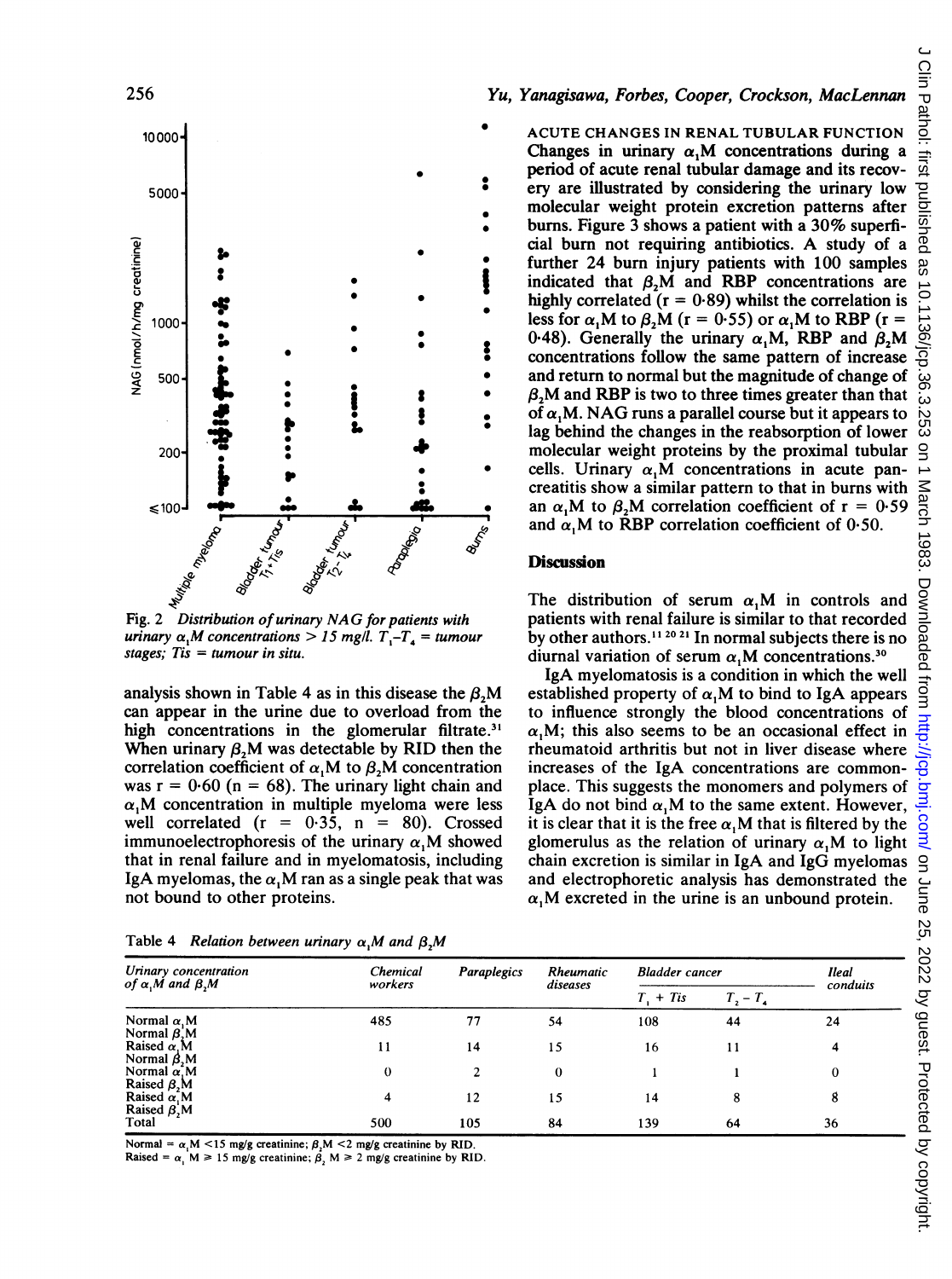Fig. 2 *Distribution of urinary NAG for patients with urinary* $\alpha_1 M$ *concentrations > 15 mg/l.* $T_1$–$T_4$ *= tumour stages; Tis = tumour in situ.*

analysis shown in Table 4 as in this disease the $\beta_2 M$ can appear in the urine due to overload from the high concentrations in the glomerular filtrate.[31] When urinary $\beta_2 M$ was detectable by RID then the correlation coefficient of $\alpha_1 M$ to $\beta_2 M$ concentration was r = 0·60 (n = 68). The urinary light chain and $\alpha_1 M$ concentration in multiple myeloma were less well correlated (r = 0·35, n = 80). Crossed immunoelectrophoresis of the urinary $\alpha_1 M$ showed that in renal failure and in myelomatosis, including IgA myelomas, the $\alpha_1 M$ ran as a single peak that was not bound to other proteins.

Table 4 *Relation between urinary* $\alpha_1 M$ *and* $\beta_2 M$

| Urinary concentration of $\alpha_1 M$ and $\beta_2 M$ | Chemical workers | Paraplegics | Rheumatic diseases | Bladder cancer | | Ileal conduits |
|---|---|---|---|---|---|---|
| | | | | $T_1$ + Tis | $T_2$ – $T_4$ | |
| Normal $\alpha_1 M$ Normal $\beta_2 M$ | 485 | 77 | 54 | 108 | 44 | 24 |
| Raised $\alpha_1 M$ Normal $\beta_2 M$ | 11 | 14 | 15 | 16 | 11 | 4 |
| Normal $\alpha_1 M$ Raised $\beta_2 M$ | 0 | 2 | 0 | 1 | 1 | 0 |
| Raised $\alpha_1 M$ Raised $\beta_2 M$ | 4 | 12 | 15 | 14 | 8 | 8 |
| Total | 500 | 105 | 84 | 139 | 64 | 36 |

Normal = $\alpha_1 M$ <15 mg/g creatinine; $\beta_2 M$ <2 mg/g creatinine by RID.
Raised = $\alpha_1 M \geq$ 15 mg/g creatinine; $\beta_2 M \geq$ 2 mg/g creatinine by RID.

ACUTE CHANGES IN RENAL TUBULAR FUNCTION

Changes in urinary $\alpha_1 M$ concentrations during a period of acute renal tubular damage and its recovery are illustrated by considering the urinary low molecular weight protein excretion patterns after burns. Figure 3 shows a patient with a 30% superficial burn not requiring antibiotics. A study of a further 24 burn injury patients with 100 samples indicated that $\beta_2 M$ and RBP concentrations are highly correlated (r = 0·89) whilst the correlation is less for $\alpha_1 M$ to $\beta_2 M$ (r = 0·55) or $\alpha_1 M$ to RBP (r = 0·48). Generally the urinary $\alpha_1 M$, RBP and $\beta_2 M$ concentrations follow the same pattern of increase and return to normal but the magnitude of change of $\beta_2 M$ and RBP is two to three times greater than that of $\alpha_1 M$. NAG runs a parallel course but it appears to lag behind the changes in the reabsorption of lower molecular weight proteins by the proximal tubular cells. Urinary $\alpha_1 M$ concentrations in acute pancreatitis show a similar pattern to that in burns with an $\alpha_1 M$ to $\beta_2 M$ correlation coefficient of r = 0·59 and $\alpha_1 M$ to RBP correlation coefficient of 0·50.

## Discussion

The distribution of serum $\alpha_1 M$ in controls and patients with renal failure is similar to that recorded by other authors.[11 20 21] In normal subjects there is no diurnal variation of serum $\alpha_1 M$ concentrations.[30]

IgA myelomatosis is a condition in which the well established property of $\alpha_1 M$ to bind to IgA appears to influence strongly the blood concentrations of $\alpha_1 M$; this also seems to be an occasional effect in rheumatoid arthritis but not in liver disease where increases of the IgA concentrations are commonplace. This suggests the monomers and polymers of IgA do not bind $\alpha_1 M$ to the same extent. However, it is clear that it is the free $\alpha_1 M$ that is filtered by the glomerulus as the relation of urinary $\alpha_1 M$ to light chain excretion is similar in IgA and IgG myelomas and electrophoretic analysis has demonstrated the $\alpha_1 M$ excreted in the urine is an unbound protein.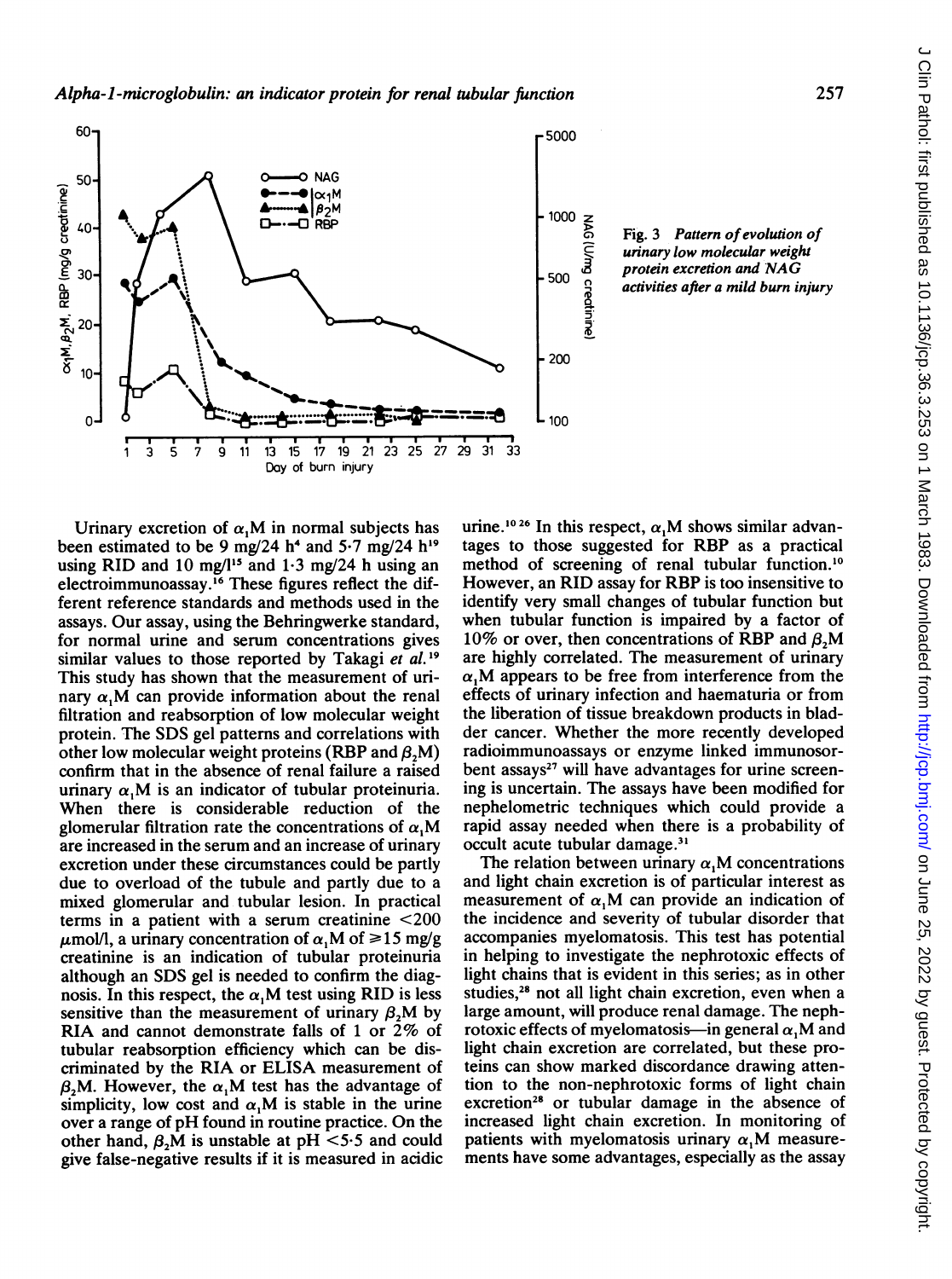Fig. 3 *Pattern of evolution of urinary low molecular weight protein excretion and NAG activities after a mild burn injury*

Urinary excretion of $\alpha_1$M in normal subjects has been estimated to be 9 mg/24 h[4] and 5·7 mg/24 h[19] using RID and 10 mg/l[15] and 1·3 mg/24 h using an electroimmunoassay.[16] These figures reflect the different reference standards and methods used in the assays. Our assay, using the Behringwerke standard, for normal urine and serum concentrations gives similar values to those reported by Takagi *et al.*[19] This study has shown that the measurement of urinary $\alpha_1$M can provide information about the renal filtration and reabsorption of low molecular weight protein. The SDS gel patterns and correlations with other low molecular weight proteins (RBP and $\beta_2$M) confirm that in the absence of renal failure a raised urinary $\alpha_1$M is an indicator of tubular proteinuria. When there is considerable reduction of the glomerular filtration rate the concentrations of $\alpha_1$M are increased in the serum and an increase of urinary excretion under these circumstances could be partly due to overload of the tubule and partly due to a mixed glomerular and tubular lesion. In practical terms in a patient with a serum creatinine <200 $\mu$mol/l, a urinary concentration of $\alpha_1$M of $\geqslant$15 mg/g creatinine is an indication of tubular proteinuria although an SDS gel is needed to confirm the diagnosis. In this respect, the $\alpha_1$M test using RID is less sensitive than the measurement of urinary $\beta_2$M by RIA and cannot demonstrate falls of 1 or 2% of tubular reabsorption efficiency which can be discriminated by the RIA or ELISA measurement of $\beta_2$M. However, the $\alpha_1$M test has the advantage of simplicity, low cost and $\alpha_1$M is stable in the urine over a range of pH found in routine practice. On the other hand, $\beta_2$M is unstable at pH <5·5 and could give false-negative results if it is measured in acidic urine.[10,26] In this respect, $\alpha_1$M shows similar advantages to those suggested for RBP as a practical method of screening of renal tubular function.[10] However, an RID assay for RBP is too insensitive to identify very small changes of tubular function but when tubular function is impaired by a factor of 10% or over, then concentrations of RBP and $\beta_2$M are highly correlated. The measurement of urinary $\alpha_1$M appears to be free from interference from the effects of urinary infection and haematuria or from the liberation of tissue breakdown products in bladder cancer. Whether the more recently developed radioimmunoassays or enzyme linked immunosorbent assays[27] will have advantages for urine screening is uncertain. The assays have been modified for nephelometric techniques which could provide a rapid assay needed when there is a probability of occult acute tubular damage.[31]

The relation between urinary $\alpha_1$M concentrations and light chain excretion is of particular interest as measurement of $\alpha_1$M can provide an indication of the incidence and severity of tubular disorder that accompanies myelomatosis. This test has potential in helping to investigate the nephrotoxic effects of light chains that is evident in this series; as in other studies,[28] not all light chain excretion, even when a large amount, will produce renal damage. The nephrotoxic effects of myelomatosis—in general $\alpha_1$M and light chain excretion are correlated, but these proteins can show marked discordance drawing attention to the non-nephrotoxic forms of light chain excretion[28] or tubular damage in the absence of increased light chain excretion. In monitoring of patients with myelomatosis urinary $\alpha_1$M measurements have some advantages, especially as the assay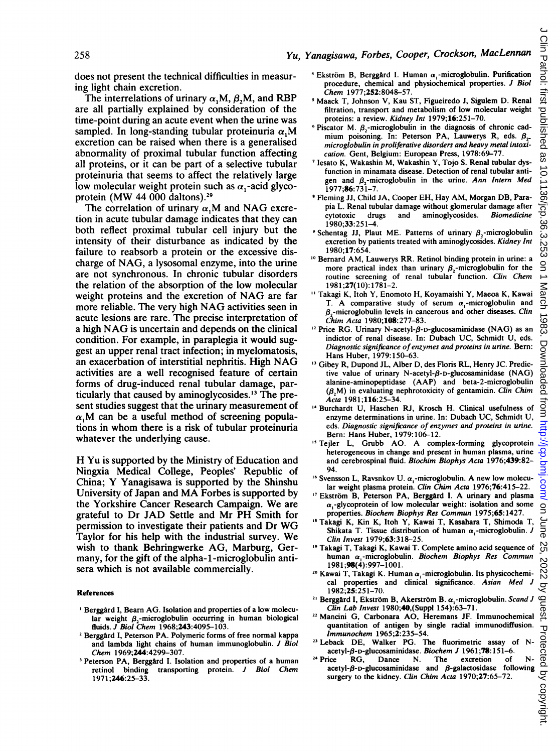does not present the technical difficulties in measuring light chain excretion.

The interrelations of urinary $\alpha_1$M, $\beta_2$M, and RBP are all partially explained by consideration of the time-point during an acute event when the urine was sampled. In long-standing tubular proteinuria $\alpha_1$M excretion can be raised when there is a generalised abnormality of proximal tubular function affecting all proteins, or it can be part of a selective tubular proteinuria that seems to affect the relatively large low molecular weight protein such as $\alpha_1$-acid glycoprotein (MW 44 000 daltons).[29]

The correlation of urinary $\alpha_1$M and NAG excretion in acute tubular damage indicates that they can both reflect proximal tubular cell injury but the intensity of their disturbance as indicated by the failure to reabsorb a protein or the excessive discharge of NAG, a lysosomal enzyme, into the urine are not synchronous. In chronic tubular disorders the relation of the absorption of the low molecular weight proteins and the excretion of NAG are far more reliable. The very high NAG activities seen in acute lesions are rare. The precise interpretation of a high NAG is uncertain and depends on the clinical condition. For example, in paraplegia it would suggest an upper renal tract infection; in myelomatosis, an exacerbation of interstitial nephritis. High NAG activities are a well recognised feature of certain forms of drug-induced renal tubular damage, particularly that caused by aminoglycosides.[13] The present studies suggest that the urinary measurement of $\alpha_1$M can be a useful method of screening populations in whom there is a risk of tubular proteinuria whatever the underlying cause.

H Yu is supported by the Ministry of Education and Ningxia Medical College, Peoples' Republic of China; Y Yanagisawa is supported by the Shinshu University of Japan and MA Forbes is supported by the Yorkshire Cancer Research Campaign. We are grateful to Dr JAD Settle and Mr PH Smith for permission to investigate their patients and Dr WG Taylor for his help with the industrial survey. We wish to thank Behringwerke AG, Marburg, Germany, for the gift of the alpha-1-microglobulin antisera which is not available commercially.

#### References

1. Berggård I, Bearn AG. Isolation and properties of a low molecular weight $\beta_2$-microglobulin occurring in human biological fluids. *J Biol Chem* 1968;**243**:4095–103.
2. Berggård I, Peterson PA. Polymeric forms of free normal kappa and lambda light chains of human immunoglobulin. *J Biol Chem* 1969;**244**:4299–307.
3. Peterson PA, Berggård I. Isolation and properties of a human retinol binding transporting protein. *J Biol Chem* 1971;**246**:25–33.
4. Ekström B, Berggård I. Human $\alpha_1$-microglobulin. Purification procedure, chemical and physiochemical properties. *J Biol Chem* 1977;**252**:8048–57.
5. Maack T, Johnson V, Kau ST, Figueiredo J, Sigulem D. Renal filtration, transport and metabolism of low molecular weight proteins: a review. *Kidney Int* 1979;**16**:251–70.
6. Piscator M. $\beta_2$-microglobulin in the diagnosis of chronic cadmium poisoning. In: Peterson PA, Lauwerys R, eds. *$\beta_2$-microglobulin in proliferative disorders and heavy metal intoxication.* Gent, Belgium: European Press, 1978:69–77.
7. Iesato K, Wakashin M, Wakashin Y, Tojo S. Renal tubular dysfunction in minamata disease. Detection of renal tubular antigen and $\beta_2$-microglobulin in the urine. *Ann Intern Med* 1977;**86**:731–7.
8. Fleming JJ, Child JA, Cooper EH, Hay AM, Morgan DB, Parapia L. Renal tubular damage without glomerular damage after cytotoxic drugs and aminoglycosides. *Biomedicine* 1980;**33**:251–4.
9. Schentag JJ, Plaut ME. Patterns of urinary $\beta_2$-microglobulin excretion by patients treated with aminoglycosides. *Kidney Int* 1980;**17**:654.
10. Bernard AM, Lauwerys RR. Retinol binding protein in urine: a more practical index than urinary $\beta_2$-microglobulin for the routine screening of renal tubular function. *Clin Chem* 1981;**27**(10):1781–2.
11. Takagi K, Itoh Y, Enomoto H, Koyamaishi Y, Maeoa K, Kawai T. A comparative study of serum $\alpha_1$-microglobulin and $\beta_2$-microglobulin levels in cancerous and other diseases. *Clin Chim Acta* 1980;**108**:277–83.
12. Price RG. Urinary N-acetyl-$\beta$-D-glucosaminidase (NAG) as an indictor of renal disease. In: Dubach UC, Schmidt U, eds. *Diagnostic significance of enzymes and proteins in urine.* Bern: Hans Huber, 1979:150–63.
13. Gibey R, Dupond JL, Alber D, des Floris RL, Henry JC. Predictive value of urinary N-acetyl-$\beta$-D-glucosaminidase (NAG) alanine-aminopeptidase (AAP) and beta-2-microglobulin ($\beta_2$M) in evaluating nephrotoxicity of gentamicin. *Clin Chim Acta* 1981;**116**:25–34.
14. Burchardt U, Haschen RJ, Krosch H. Clinical usefulness of enzyme determinations in urine. In: Dubach UC, Schmidt U, eds. *Diagnostic significance of enzymes and proteins in urine.* Bern: Hans Huber, 1979:106–12.
15. Tejler L, Grubb AO. A complex-forming glycoprotein heterogeneous in change and present in human plasma, urine and cerebrospinal fluid. *Biochim Biophys Acta* 1976;**439**:82–94.
16. Svensson L, Ravsnkov U. $\alpha_1$-microglobulin. A new low molecular weight plasma protein. *Clin Chim Acta* 1976;**76**:415–22.
17. Ekström B, Peterson PA, Berggård I. A urinary and plasma $\alpha_1$-glycoprotein of low molecular weight: isolation and some properties. *Biochem Biophys Res Commun* 1975;**65**:1427.
18. Takagi K, Kin K, Itoh Y, Kawai T, Kasahara T, Shimoda T, Shikata T. Tissue distribution of human $\alpha_1$-microglobulin. *J Clin Invest* 1979;**63**:318–25.
19. Takagi T, Takagi K, Kawai T. Complete amino acid sequence of human $\alpha_1$-microglobulin. *Biochem Biophys Res Commun* 1981;**98**(4):997–1001.
20. Kawai T, Takagi K. Human $\alpha_1$-microglobulin. Its physicochemical properties and clinical significance. *Asian Med J* 1982;**25**:251–70.
21. Berggård I, Ekström B, Akerström B. $\alpha_1$-microglobulin. *Scand J Clin Lab Invest* 1980;**40**,(Suppl 154):63–71.
22. Mancini G, Carbonara AO, Heremans JF. Immunochemical quantitation of antigen by single radial immunodiffusion. *Immunochem* 1965;**2**:235–54.
23. Leback DE, Walker PG. The fluorimetric assay of N-acetyl-$\beta$-D-glucosaminidase. *Biochem J* 1961;**78**:151–6.
24. Price RG, Dance N. The excretion of N-acetyl-$\beta$-D-glucosaminidase and $\beta$-galactosidase following surgery to the kidney. *Clin Chim Acta* 1970;**27**:65–72.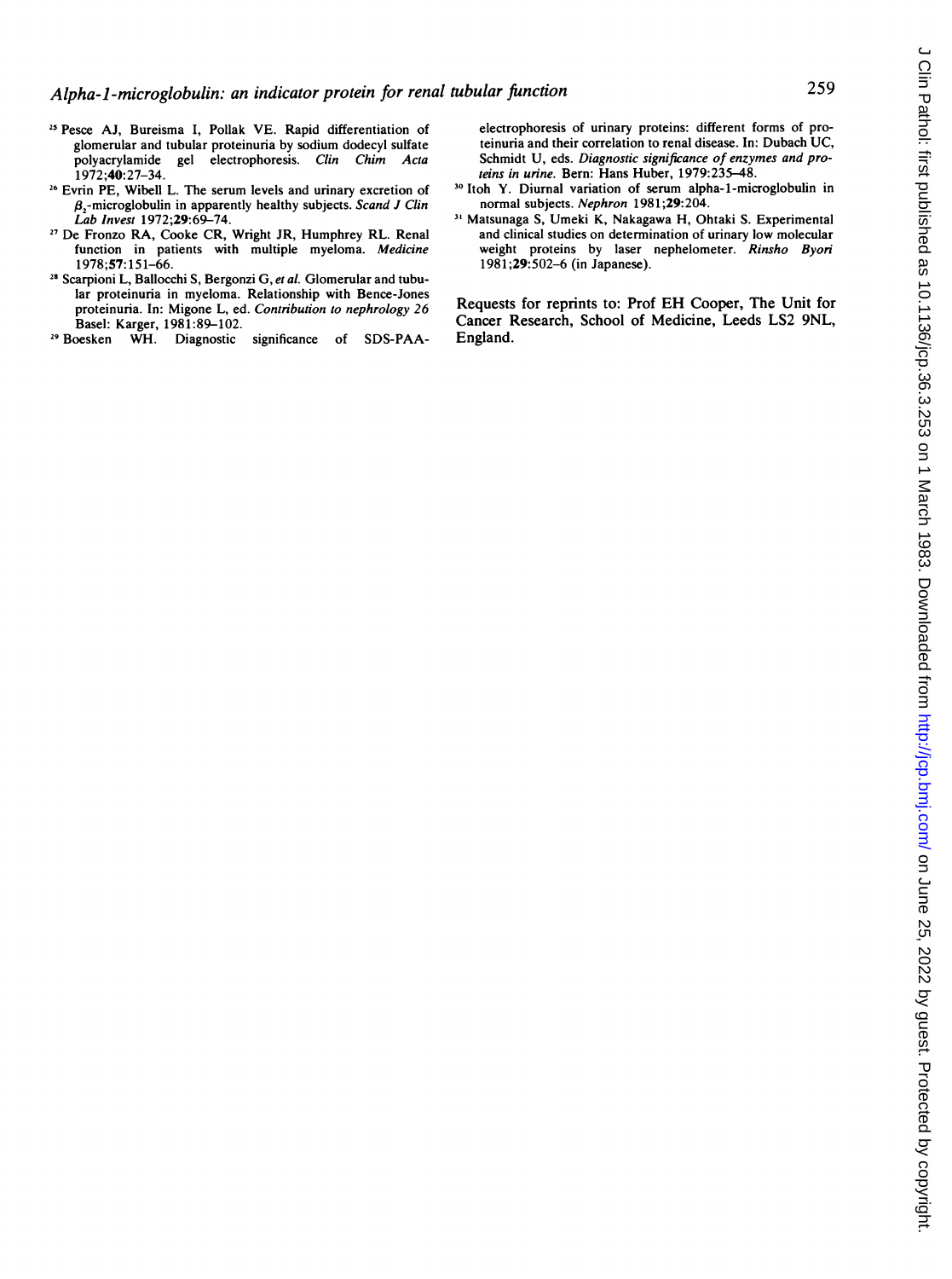[25] Pesce AJ, Bureisma I, Pollak VE. Rapid differentiation of glomerular and tubular proteinuria by sodium dodecyl sulfate polyacrylamide gel electrophoresis. *Clin Chim Acta* 1972;**40**:27–34.

[26] Evrin PE, Wibell L. The serum levels and urinary excretion of $\beta_2$-microglobulin in apparently healthy subjects. *Scand J Clin Lab Invest* 1972;**29**:69–74.

[27] De Fronzo RA, Cooke CR, Wright JR, Humphrey RL. Renal function in patients with multiple myeloma. *Medicine* 1978;**57**:151–66.

[28] Scarpioni L, Ballocchi S, Bergonzi G, *et al.* Glomerular and tubular proteinuria in myeloma. Relationship with Bence-Jones proteinuria. In: Migone L, ed. *Contribution to nephrology 26* Basel: Karger, 1981:89–102.

[29] Boesken WH. Diagnostic significance of SDS-PAA-electrophoresis of urinary proteins: different forms of proteinuria and their correlation to renal disease. In: Dubach UC, Schmidt U, eds. *Diagnostic significance of enzymes and proteins in urine.* Bern: Hans Huber, 1979:235–48.

[30] Itoh Y. Diurnal variation of serum alpha-1-microglobulin in normal subjects. *Nephron* 1981;**29**:204.

[31] Matsunaga S, Umeki K, Nakagawa H, Ohtaki S. Experimental and clinical studies on determination of urinary low molecular weight proteins by laser nephelometer. *Rinsho Byori* 1981;**29**:502–6 (in Japanese).

Requests for reprints to: Prof EH Cooper, The Unit for Cancer Research, School of Medicine, Leeds LS2 9NL, England.